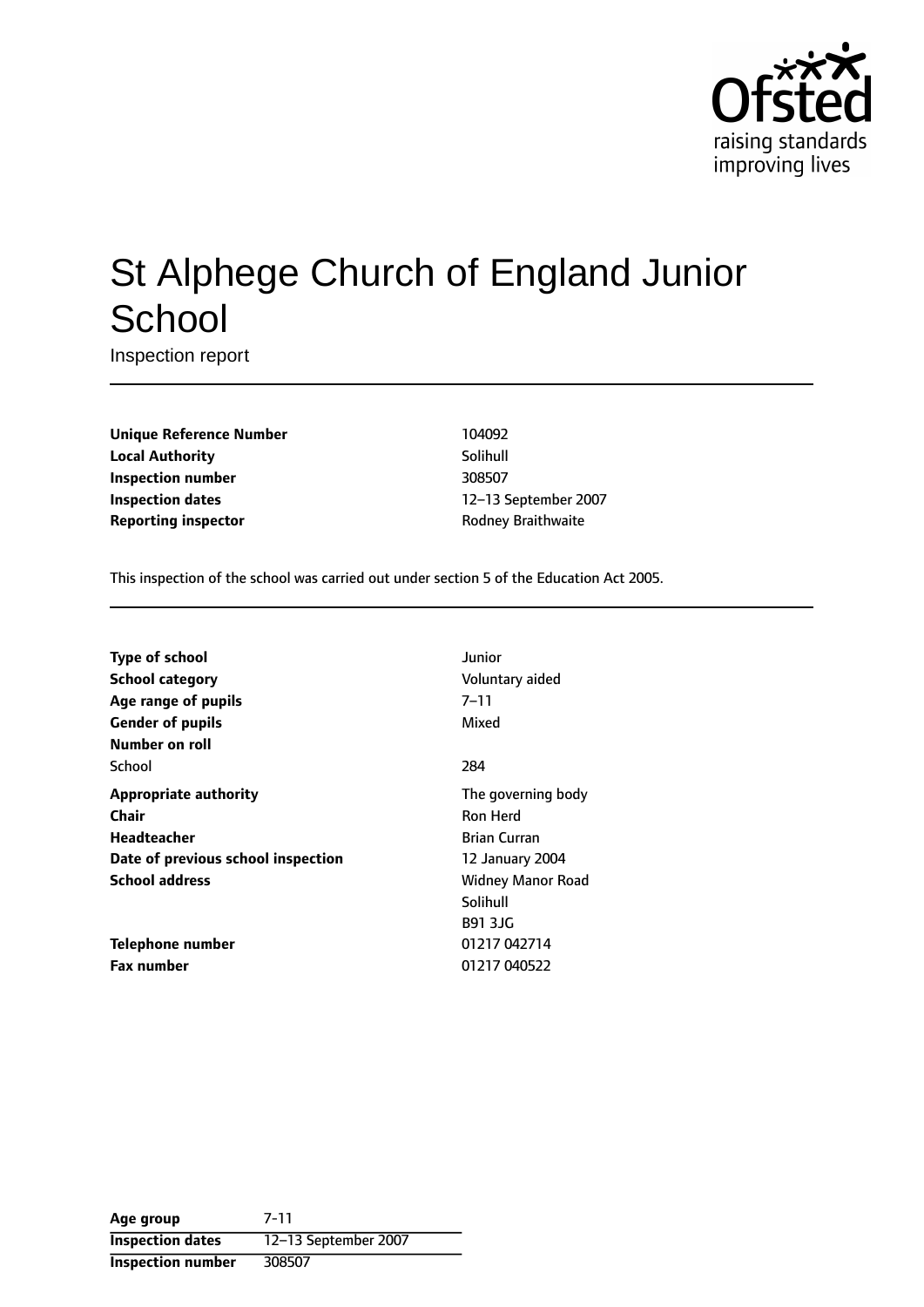# St Alphege Church of England Junior School

Inspection report

| | |
|---|---|
| **Unique Reference Number** | 104092 |
| **Local Authority** | Solihull |
| **Inspection number** | 308507 |
| **Inspection dates** | 12–13 September 2007 |
| **Reporting inspector** | Rodney Braithwaite |

This inspection of the school was carried out under section 5 of the Education Act 2005.

| | |
|---|---|
| **Type of school** | Junior |
| **School category** | Voluntary aided |
| **Age range of pupils** | 7–11 |
| **Gender of pupils** | Mixed |
| **Number on roll** | |
| School | 284 |
| **Appropriate authority** | The governing body |
| **Chair** | Ron Herd |
| **Headteacher** | Brian Curran |
| **Date of previous school inspection** | 12 January 2004 |
| **School address** | Widney Manor Road<br>Solihull<br>B91 3JG |
| **Telephone number** | 01217 042714 |
| **Fax number** | 01217 040522 |

| | |
|---|---|
| **Age group** | 7-11 |
| **Inspection dates** | 12–13 September 2007 |
| **Inspection number** | 308507 |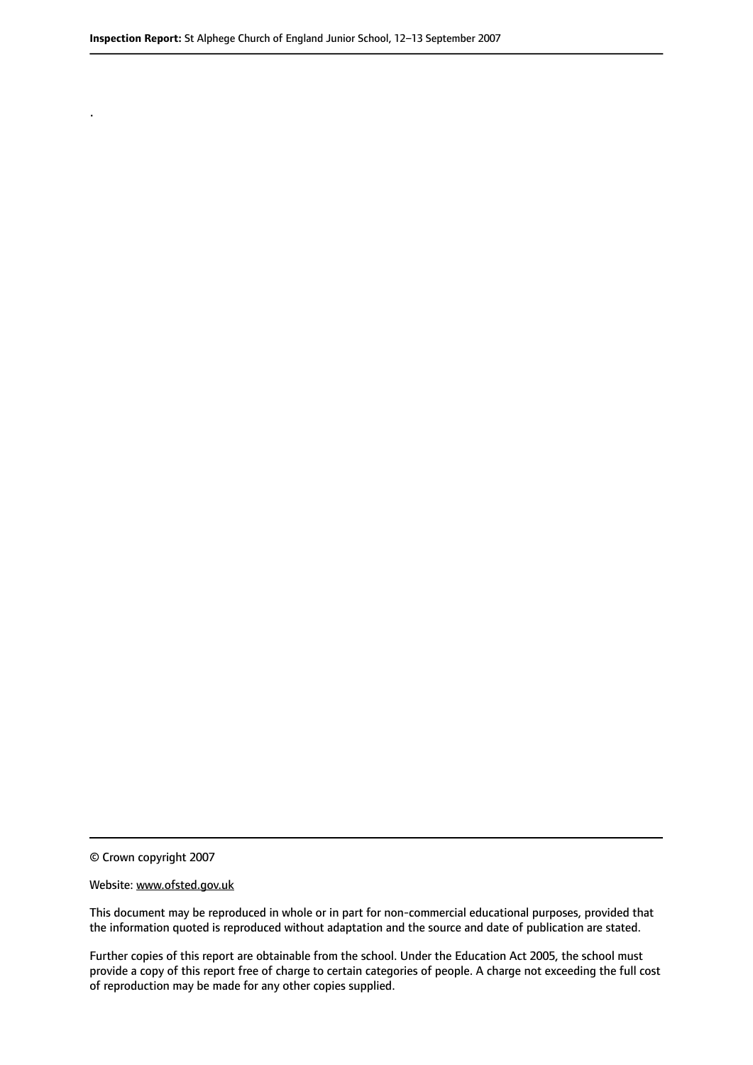.

© Crown copyright 2007

Website: www.ofsted.gov.uk

This document may be reproduced in whole or in part for non-commercial educational purposes, provided that the information quoted is reproduced without adaptation and the source and date of publication are stated.

Further copies of this report are obtainable from the school. Under the Education Act 2005, the school must provide a copy of this report free of charge to certain categories of people. A charge not exceeding the full cost of reproduction may be made for any other copies supplied.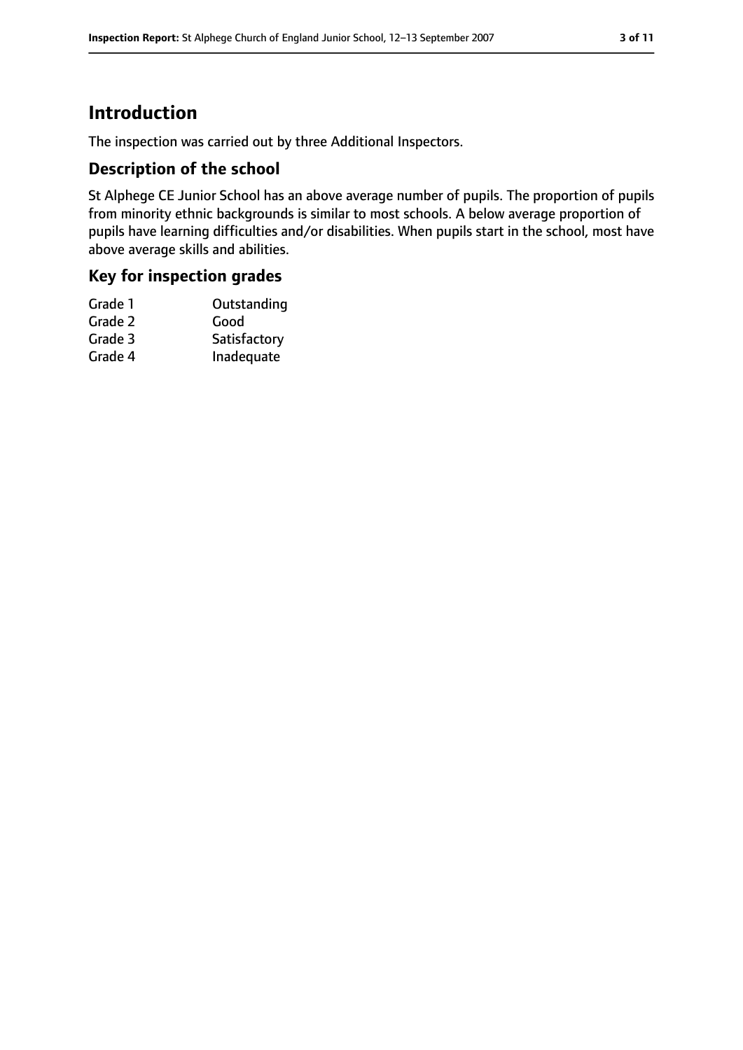# Introduction

The inspection was carried out by three Additional Inspectors.

## Description of the school

St Alphege CE Junior School has an above average number of pupils. The proportion of pupils from minority ethnic backgrounds is similar to most schools. A below average proportion of pupils have learning difficulties and/or disabilities. When pupils start in the school, most have above average skills and abilities.

## Key for inspection grades

| | |
|---|---|
| Grade 1 | Outstanding |
| Grade 2 | Good |
| Grade 3 | Satisfactory |
| Grade 4 | Inadequate |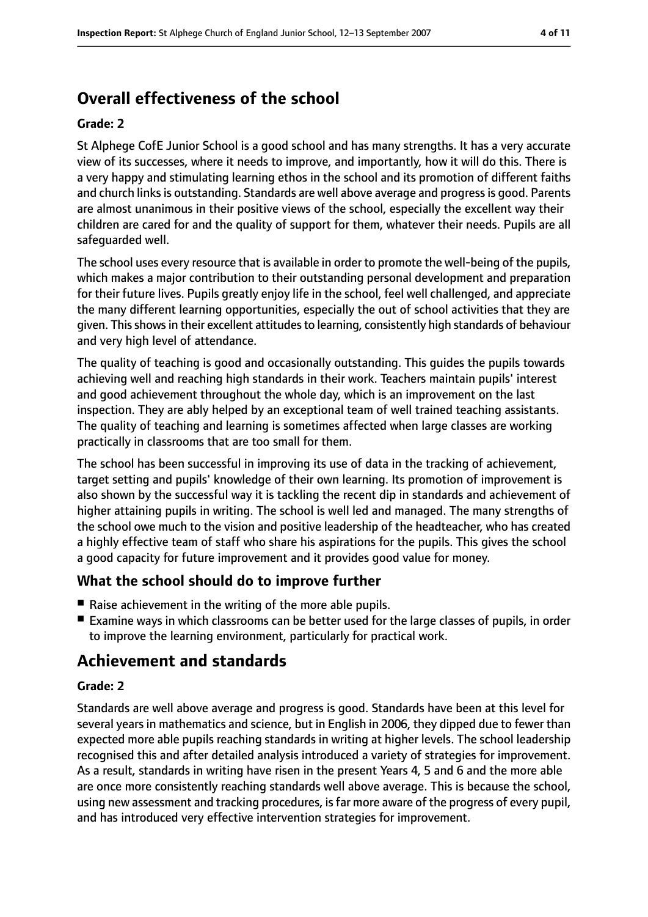## Overall effectiveness of the school

**Grade: 2**

St Alphege CofE Junior School is a good school and has many strengths. It has a very accurate view of its successes, where it needs to improve, and importantly, how it will do this. There is a very happy and stimulating learning ethos in the school and its promotion of different faiths and church links is outstanding. Standards are well above average and progress is good. Parents are almost unanimous in their positive views of the school, especially the excellent way their children are cared for and the quality of support for them, whatever their needs. Pupils are all safeguarded well.

The school uses every resource that is available in order to promote the well-being of the pupils, which makes a major contribution to their outstanding personal development and preparation for their future lives. Pupils greatly enjoy life in the school, feel well challenged, and appreciate the many different learning opportunities, especially the out of school activities that they are given. This shows in their excellent attitudes to learning, consistently high standards of behaviour and very high level of attendance.

The quality of teaching is good and occasionally outstanding. This guides the pupils towards achieving well and reaching high standards in their work. Teachers maintain pupils' interest and good achievement throughout the whole day, which is an improvement on the last inspection. They are ably helped by an exceptional team of well trained teaching assistants. The quality of teaching and learning is sometimes affected when large classes are working practically in classrooms that are too small for them.

The school has been successful in improving its use of data in the tracking of achievement, target setting and pupils' knowledge of their own learning. Its promotion of improvement is also shown by the successful way it is tackling the recent dip in standards and achievement of higher attaining pupils in writing. The school is well led and managed. The many strengths of the school owe much to the vision and positive leadership of the headteacher, who has created a highly effective team of staff who share his aspirations for the pupils. This gives the school a good capacity for future improvement and it provides good value for money.

### What the school should do to improve further

- Raise achievement in the writing of the more able pupils.
- Examine ways in which classrooms can be better used for the large classes of pupils, in order to improve the learning environment, particularly for practical work.

## Achievement and standards

**Grade: 2**

Standards are well above average and progress is good. Standards have been at this level for several years in mathematics and science, but in English in 2006, they dipped due to fewer than expected more able pupils reaching standards in writing at higher levels. The school leadership recognised this and after detailed analysis introduced a variety of strategies for improvement. As a result, standards in writing have risen in the present Years 4, 5 and 6 and the more able are once more consistently reaching standards well above average. This is because the school, using new assessment and tracking procedures, is far more aware of the progress of every pupil, and has introduced very effective intervention strategies for improvement.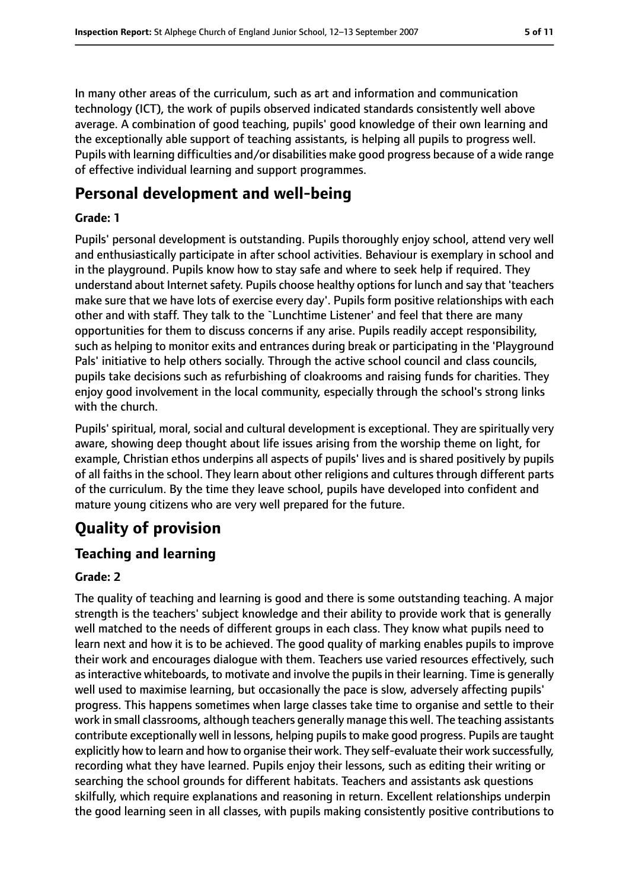In many other areas of the curriculum, such as art and information and communication technology (ICT), the work of pupils observed indicated standards consistently well above average. A combination of good teaching, pupils' good knowledge of their own learning and the exceptionally able support of teaching assistants, is helping all pupils to progress well. Pupils with learning difficulties and/or disabilities make good progress because of a wide range of effective individual learning and support programmes.

# Personal development and well-being

#### Grade: 1

Pupils' personal development is outstanding. Pupils thoroughly enjoy school, attend very well and enthusiastically participate in after school activities. Behaviour is exemplary in school and in the playground. Pupils know how to stay safe and where to seek help if required. They understand about Internet safety. Pupils choose healthy options for lunch and say that 'teachers make sure that we have lots of exercise every day'. Pupils form positive relationships with each other and with staff. They talk to the `Lunchtime Listener' and feel that there are many opportunities for them to discuss concerns if any arise. Pupils readily accept responsibility, such as helping to monitor exits and entrances during break or participating in the 'Playground Pals' initiative to help others socially. Through the active school council and class councils, pupils take decisions such as refurbishing of cloakrooms and raising funds for charities. They enjoy good involvement in the local community, especially through the school's strong links with the church.

Pupils' spiritual, moral, social and cultural development is exceptional. They are spiritually very aware, showing deep thought about life issues arising from the worship theme on light, for example, Christian ethos underpins all aspects of pupils' lives and is shared positively by pupils of all faiths in the school. They learn about other religions and cultures through different parts of the curriculum. By the time they leave school, pupils have developed into confident and mature young citizens who are very well prepared for the future.

# Quality of provision

## Teaching and learning

#### Grade: 2

The quality of teaching and learning is good and there is some outstanding teaching. A major strength is the teachers' subject knowledge and their ability to provide work that is generally well matched to the needs of different groups in each class. They know what pupils need to learn next and how it is to be achieved. The good quality of marking enables pupils to improve their work and encourages dialogue with them. Teachers use varied resources effectively, such as interactive whiteboards, to motivate and involve the pupils in their learning. Time is generally well used to maximise learning, but occasionally the pace is slow, adversely affecting pupils' progress. This happens sometimes when large classes take time to organise and settle to their work in small classrooms, although teachers generally manage this well. The teaching assistants contribute exceptionally well in lessons, helping pupils to make good progress. Pupils are taught explicitly how to learn and how to organise their work. They self-evaluate their work successfully, recording what they have learned. Pupils enjoy their lessons, such as editing their writing or searching the school grounds for different habitats. Teachers and assistants ask questions skilfully, which require explanations and reasoning in return. Excellent relationships underpin the good learning seen in all classes, with pupils making consistently positive contributions to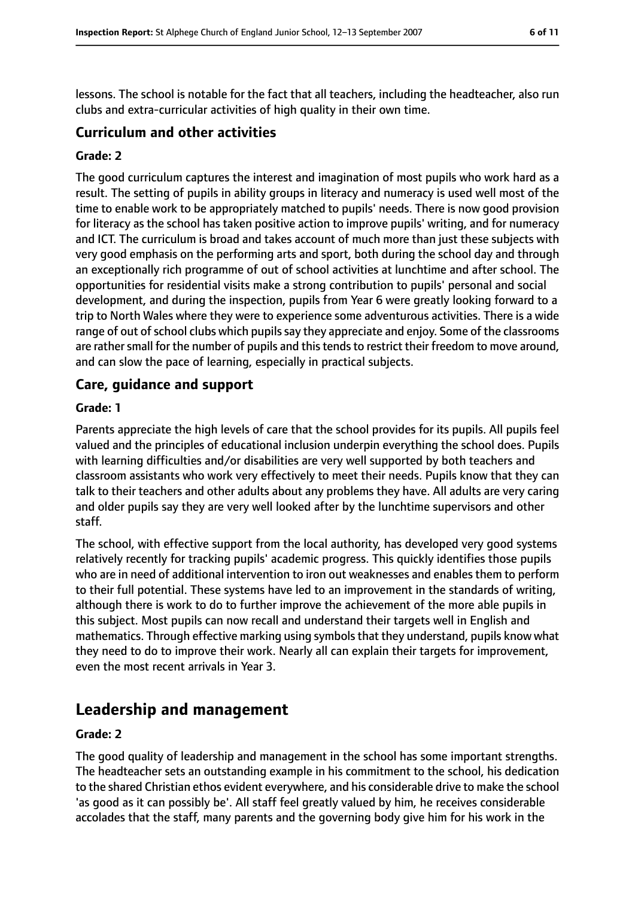lessons. The school is notable for the fact that all teachers, including the headteacher, also run clubs and extra-curricular activities of high quality in their own time.

### Curriculum and other activities

#### Grade: 2

The good curriculum captures the interest and imagination of most pupils who work hard as a result. The setting of pupils in ability groups in literacy and numeracy is used well most of the time to enable work to be appropriately matched to pupils' needs. There is now good provision for literacy as the school has taken positive action to improve pupils' writing, and for numeracy and ICT. The curriculum is broad and takes account of much more than just these subjects with very good emphasis on the performing arts and sport, both during the school day and through an exceptionally rich programme of out of school activities at lunchtime and after school. The opportunities for residential visits make a strong contribution to pupils' personal and social development, and during the inspection, pupils from Year 6 were greatly looking forward to a trip to North Wales where they were to experience some adventurous activities. There is a wide range of out of school clubs which pupils say they appreciate and enjoy. Some of the classrooms are rather small for the number of pupils and this tends to restrict their freedom to move around, and can slow the pace of learning, especially in practical subjects.

### Care, guidance and support

#### Grade: 1

Parents appreciate the high levels of care that the school provides for its pupils. All pupils feel valued and the principles of educational inclusion underpin everything the school does. Pupils with learning difficulties and/or disabilities are very well supported by both teachers and classroom assistants who work very effectively to meet their needs. Pupils know that they can talk to their teachers and other adults about any problems they have. All adults are very caring and older pupils say they are very well looked after by the lunchtime supervisors and other staff.

The school, with effective support from the local authority, has developed very good systems relatively recently for tracking pupils' academic progress. This quickly identifies those pupils who are in need of additional intervention to iron out weaknesses and enables them to perform to their full potential. These systems have led to an improvement in the standards of writing, although there is work to do to further improve the achievement of the more able pupils in this subject. Most pupils can now recall and understand their targets well in English and mathematics. Through effective marking using symbols that they understand, pupils know what they need to do to improve their work. Nearly all can explain their targets for improvement, even the most recent arrivals in Year 3.

## Leadership and management

#### Grade: 2

The good quality of leadership and management in the school has some important strengths. The headteacher sets an outstanding example in his commitment to the school, his dedication to the shared Christian ethos evident everywhere, and his considerable drive to make the school 'as good as it can possibly be'. All staff feel greatly valued by him, he receives considerable accolades that the staff, many parents and the governing body give him for his work in the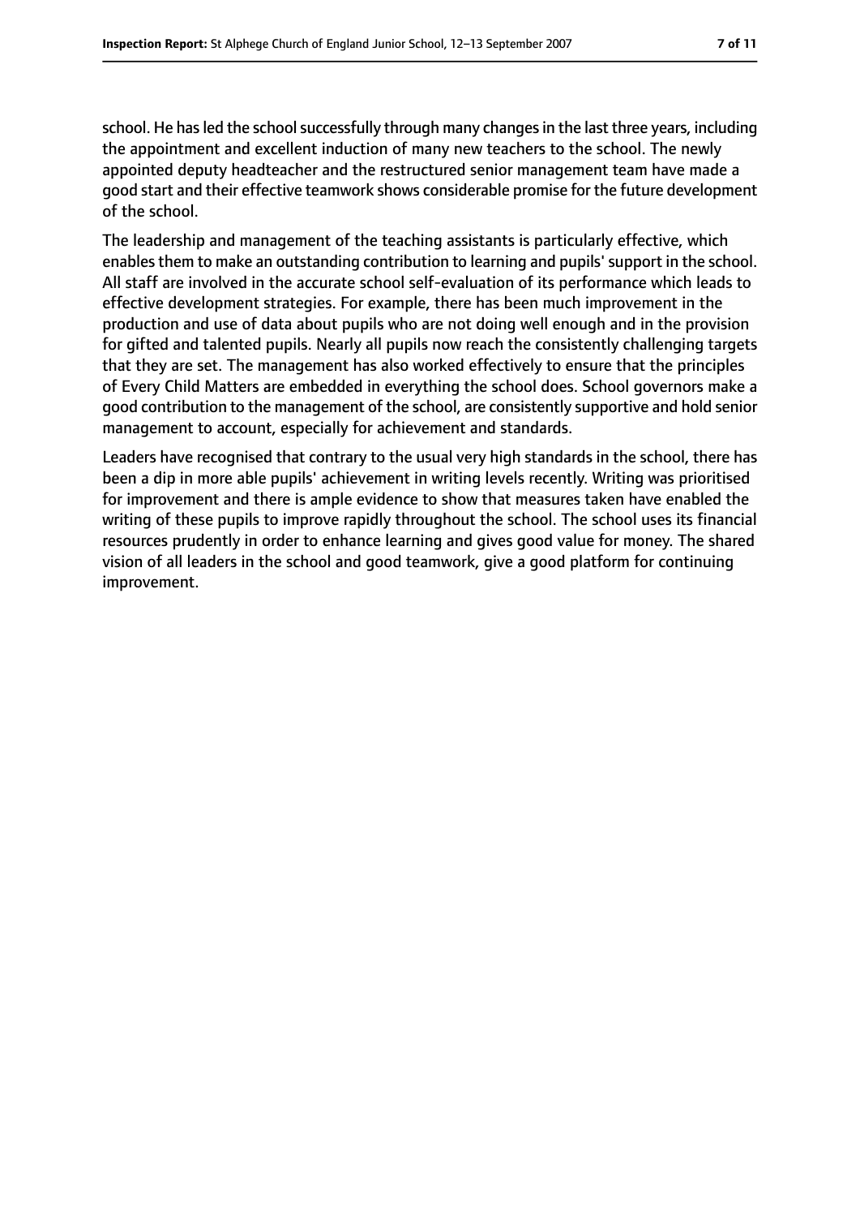school. He has led the school successfully through many changes in the last three years, including the appointment and excellent induction of many new teachers to the school. The newly appointed deputy headteacher and the restructured senior management team have made a good start and their effective teamwork shows considerable promise for the future development of the school.

The leadership and management of the teaching assistants is particularly effective, which enables them to make an outstanding contribution to learning and pupils' support in the school. All staff are involved in the accurate school self-evaluation of its performance which leads to effective development strategies. For example, there has been much improvement in the production and use of data about pupils who are not doing well enough and in the provision for gifted and talented pupils. Nearly all pupils now reach the consistently challenging targets that they are set. The management has also worked effectively to ensure that the principles of Every Child Matters are embedded in everything the school does. School governors make a good contribution to the management of the school, are consistently supportive and hold senior management to account, especially for achievement and standards.

Leaders have recognised that contrary to the usual very high standards in the school, there has been a dip in more able pupils' achievement in writing levels recently. Writing was prioritised for improvement and there is ample evidence to show that measures taken have enabled the writing of these pupils to improve rapidly throughout the school. The school uses its financial resources prudently in order to enhance learning and gives good value for money. The shared vision of all leaders in the school and good teamwork, give a good platform for continuing improvement.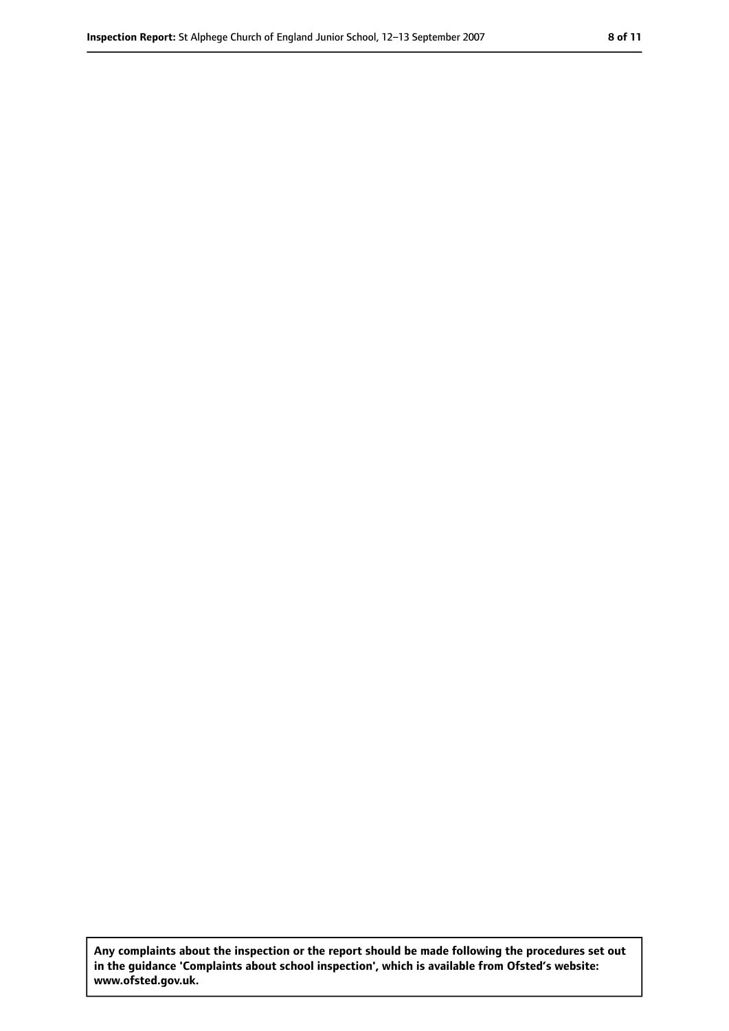**Any complaints about the inspection or the report should be made following the procedures set out in the guidance 'Complaints about school inspection', which is available from Ofsted's website: www.ofsted.gov.uk.**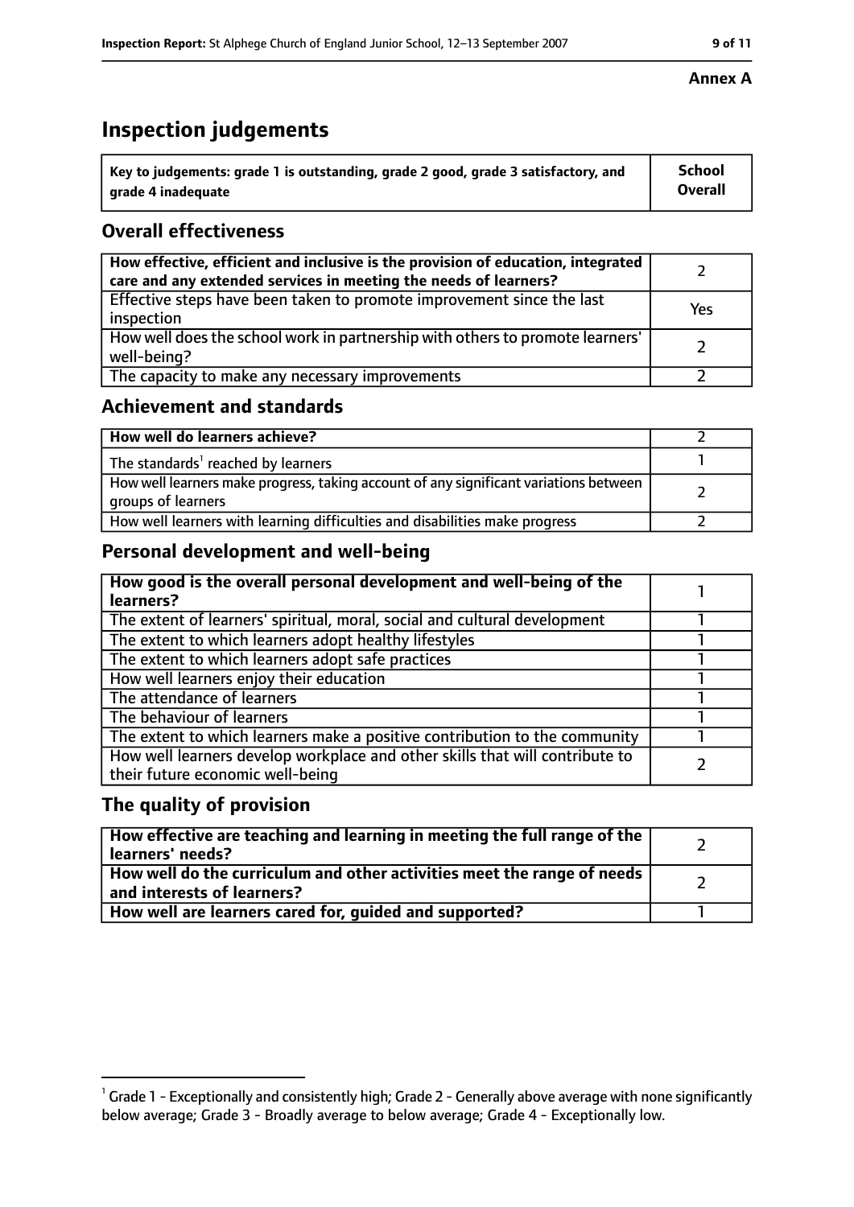**Annex A**

# Inspection judgements

| Key to judgements: grade 1 is outstanding, grade 2 good, grade 3 satisfactory, and grade 4 inadequate | School Overall |
| --- | --- |

## Overall effectiveness

| | |
| --- | --- |
| **How effective, efficient and inclusive is the provision of education, integrated care and any extended services in meeting the needs of learners?** | 2 |
| Effective steps have been taken to promote improvement since the last inspection | Yes |
| How well does the school work in partnership with others to promote learners' well-being? | 2 |
| The capacity to make any necessary improvements | 2 |

## Achievement and standards

| | |
| --- | --- |
| **How well do learners achieve?** | 2 |
| The standards[1] reached by learners | 1 |
| How well learners make progress, taking account of any significant variations between groups of learners | 2 |
| How well learners with learning difficulties and disabilities make progress | 2 |

## Personal development and well-being

| | |
| --- | --- |
| **How good is the overall personal development and well-being of the learners?** | 1 |
| The extent of learners' spiritual, moral, social and cultural development | 1 |
| The extent to which learners adopt healthy lifestyles | 1 |
| The extent to which learners adopt safe practices | 1 |
| How well learners enjoy their education | 1 |
| The attendance of learners | 1 |
| The behaviour of learners | 1 |
| The extent to which learners make a positive contribution to the community | 1 |
| How well learners develop workplace and other skills that will contribute to their future economic well-being | 2 |

## The quality of provision

| | |
| --- | --- |
| **How effective are teaching and learning in meeting the full range of the learners' needs?** | 2 |
| **How well do the curriculum and other activities meet the range of needs and interests of learners?** | 2 |
| **How well are learners cared for, guided and supported?** | 1 |

[1] Grade 1 - Exceptionally and consistently high; Grade 2 - Generally above average with none significantly below average; Grade 3 - Broadly average to below average; Grade 4 - Exceptionally low.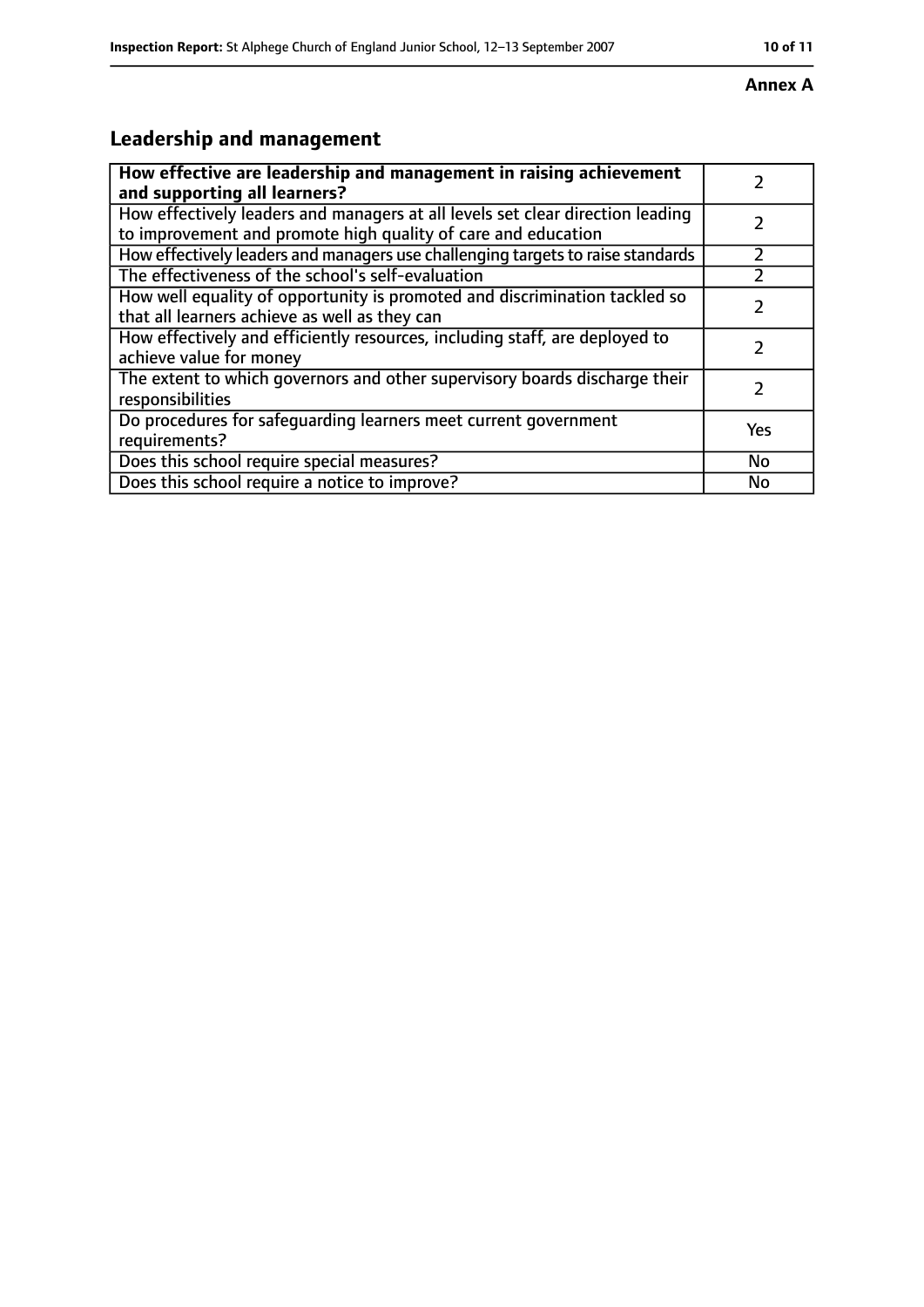**Annex A**

## Leadership and management

| How effective are leadership and management in raising achievement and supporting all learners? | 2 |
| --- | --- |
| How effectively leaders and managers at all levels set clear direction leading to improvement and promote high quality of care and education | 2 |
| How effectively leaders and managers use challenging targets to raise standards | 2 |
| The effectiveness of the school's self-evaluation | 2 |
| How well equality of opportunity is promoted and discrimination tackled so that all learners achieve as well as they can | 2 |
| How effectively and efficiently resources, including staff, are deployed to achieve value for money | 2 |
| The extent to which governors and other supervisory boards discharge their responsibilities | 2 |
| Do procedures for safeguarding learners meet current government requirements? | Yes |
| Does this school require special measures? | No |
| Does this school require a notice to improve? | No |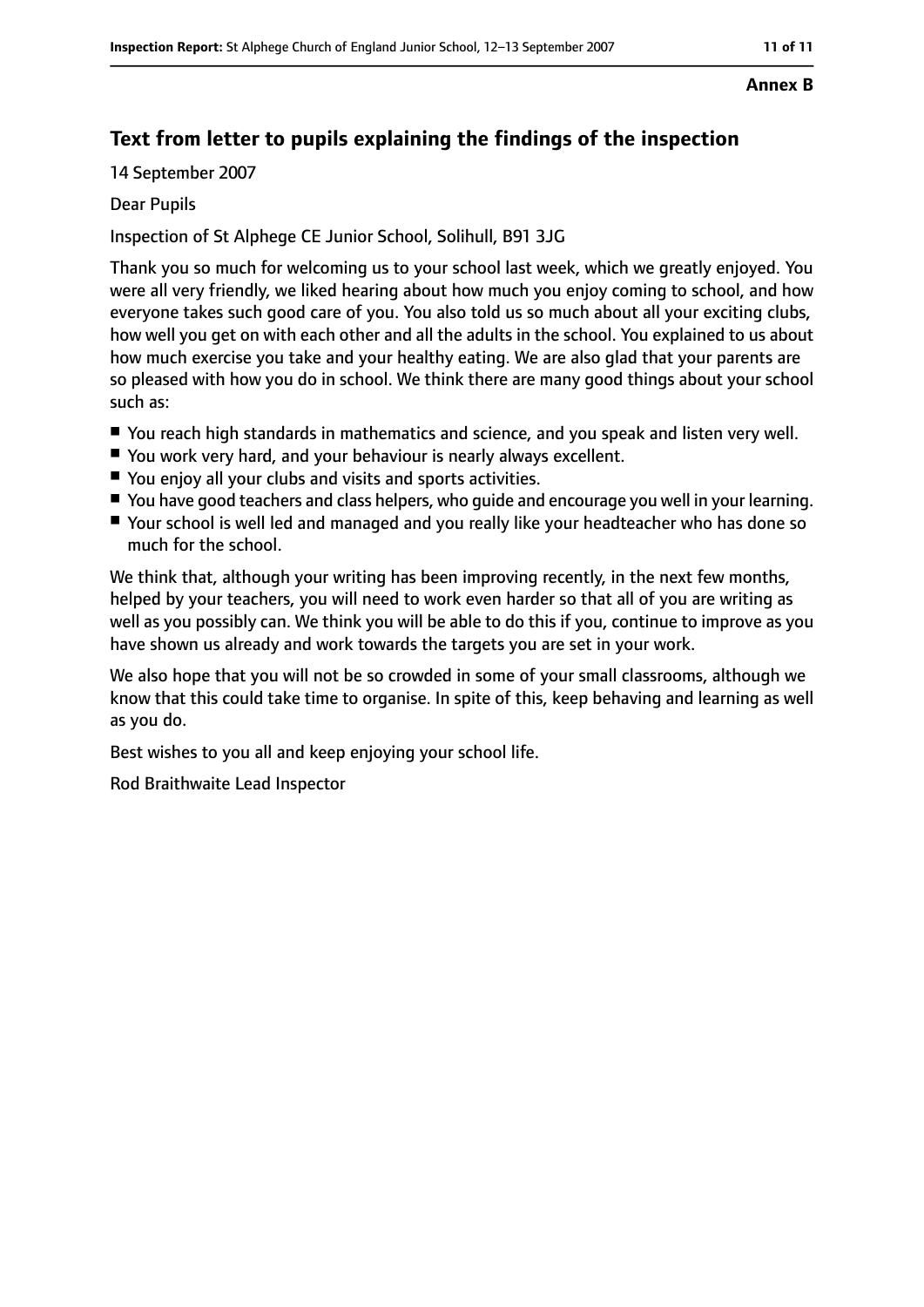Annex B

## Text from letter to pupils explaining the findings of the inspection

14 September 2007

Dear Pupils

Inspection of St Alphege CE Junior School, Solihull, B91 3JG

Thank you so much for welcoming us to your school last week, which we greatly enjoyed. You were all very friendly, we liked hearing about how much you enjoy coming to school, and how everyone takes such good care of you. You also told us so much about all your exciting clubs, how well you get on with each other and all the adults in the school. You explained to us about how much exercise you take and your healthy eating. We are also glad that your parents are so pleased with how you do in school. We think there are many good things about your school such as:

- You reach high standards in mathematics and science, and you speak and listen very well.
- You work very hard, and your behaviour is nearly always excellent.
- You enjoy all your clubs and visits and sports activities.
- You have good teachers and class helpers, who guide and encourage you well in your learning.
- Your school is well led and managed and you really like your headteacher who has done so much for the school.

We think that, although your writing has been improving recently, in the next few months, helped by your teachers, you will need to work even harder so that all of you are writing as well as you possibly can. We think you will be able to do this if you, continue to improve as you have shown us already and work towards the targets you are set in your work.

We also hope that you will not be so crowded in some of your small classrooms, although we know that this could take time to organise. In spite of this, keep behaving and learning as well as you do.

Best wishes to you all and keep enjoying your school life.

Rod Braithwaite Lead Inspector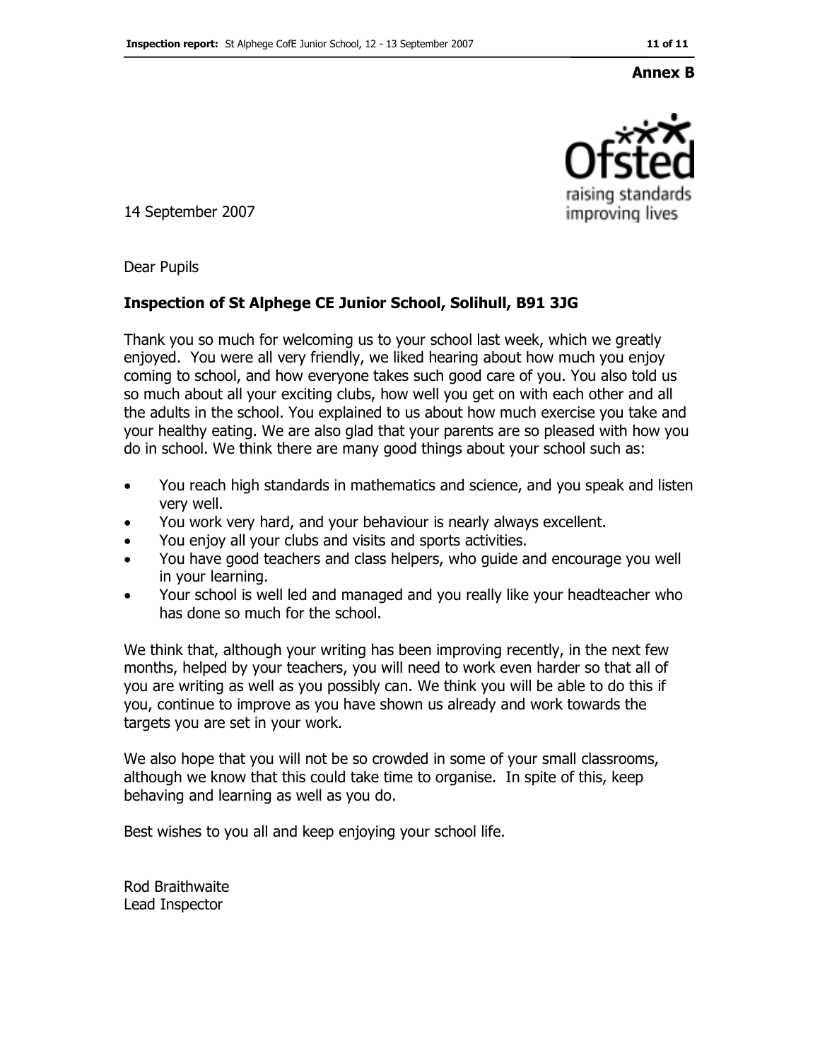**Annex B**

Ofsted
raising standards
improving lives

14 September 2007

Dear Pupils

**Inspection of St Alphege CE Junior School, Solihull, B91 3JG**

Thank you so much for welcoming us to your school last week, which we greatly enjoyed. You were all very friendly, we liked hearing about how much you enjoy coming to school, and how everyone takes such good care of you. You also told us so much about all your exciting clubs, how well you get on with each other and all the adults in the school. You explained to us about how much exercise you take and your healthy eating. We are also glad that your parents are so pleased with how you do in school. We think there are many good things about your school such as:

- You reach high standards in mathematics and science, and you speak and listen very well.
- You work very hard, and your behaviour is nearly always excellent.
- You enjoy all your clubs and visits and sports activities.
- You have good teachers and class helpers, who guide and encourage you well in your learning.
- Your school is well led and managed and you really like your headteacher who has done so much for the school.

We think that, although your writing has been improving recently, in the next few months, helped by your teachers, you will need to work even harder so that all of you are writing as well as you possibly can. We think you will be able to do this if you, continue to improve as you have shown us already and work towards the targets you are set in your work.

We also hope that you will not be so crowded in some of your small classrooms, although we know that this could take time to organise. In spite of this, keep behaving and learning as well as you do.

Best wishes to you all and keep enjoying your school life.

Rod Braithwaite
Lead Inspector